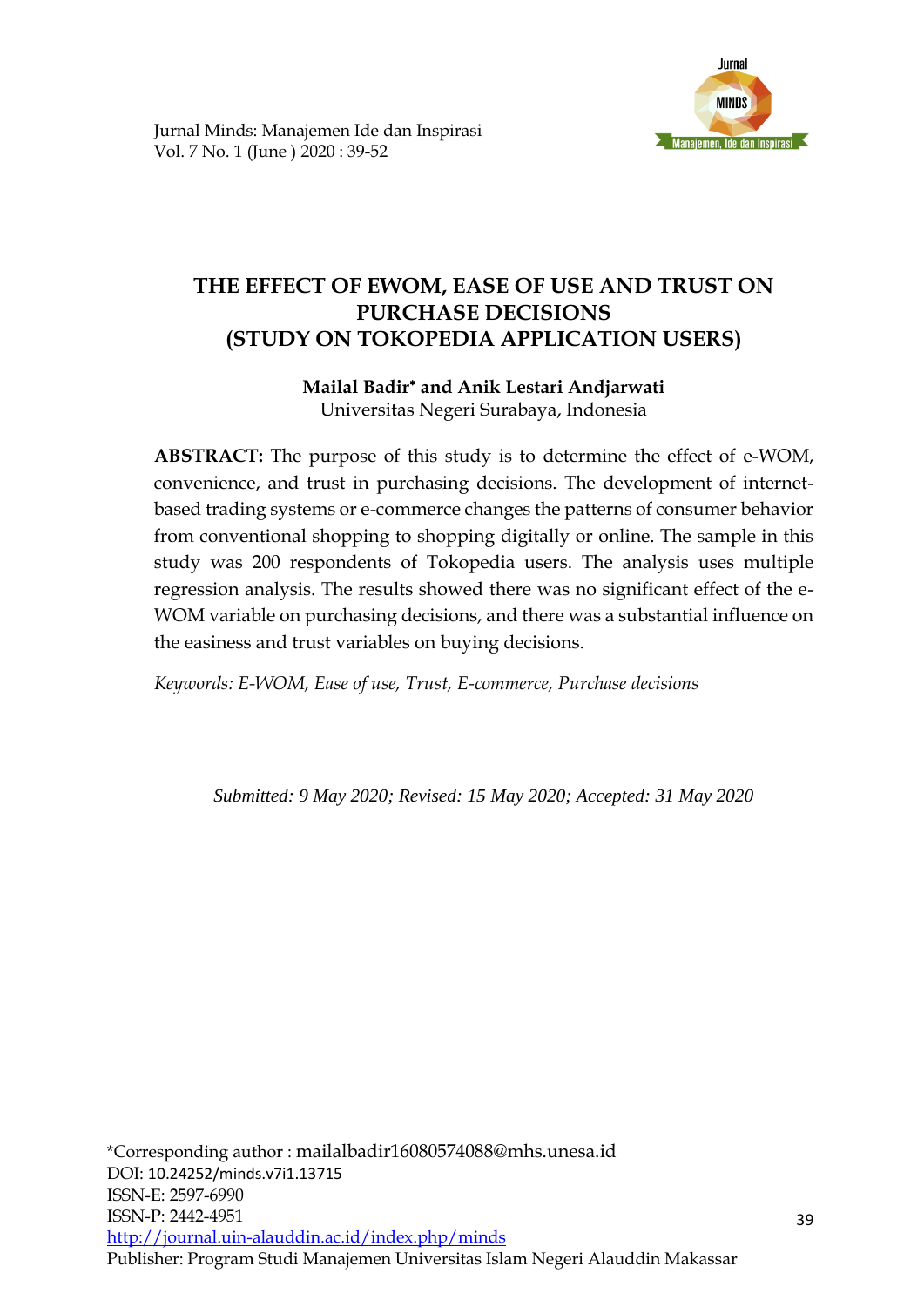# THE EFFECT OF EWOM, EASE OF USE AND TRUST ON PURCHASE DECISIONS (STUDY ON TOKOPEDIA APPLICATION USERS)

**Mailal Badir\* and Anik Lestari Andjarwati**
Universitas Negeri Surabaya, Indonesia

**ABSTRACT:** The purpose of this study is to determine the effect of e-WOM, convenience, and trust in purchasing decisions. The development of internet-based trading systems or e-commerce changes the patterns of consumer behavior from conventional shopping to shopping digitally or online. The sample in this study was 200 respondents of Tokopedia users. The analysis uses multiple regression analysis. The results showed there was no significant effect of the e-WOM variable on purchasing decisions, and there was a substantial influence on the easiness and trust variables on buying decisions.

*Keywords: E-WOM, Ease of use, Trust, E-commerce, Purchase decisions*

*Submitted: 9 May 2020; Revised: 15 May 2020; Accepted: 31 May 2020*

\*Corresponding author : mailalbadir16080574088@mhs.unesa.id
DOI: 10.24252/minds.v7i1.13715
ISSN-E: 2597-6990
ISSN-P: 2442-4951
http://journal.uin-alauddin.ac.id/index.php/minds
Publisher: Program Studi Manajemen Universitas Islam Negeri Alauddin Makassar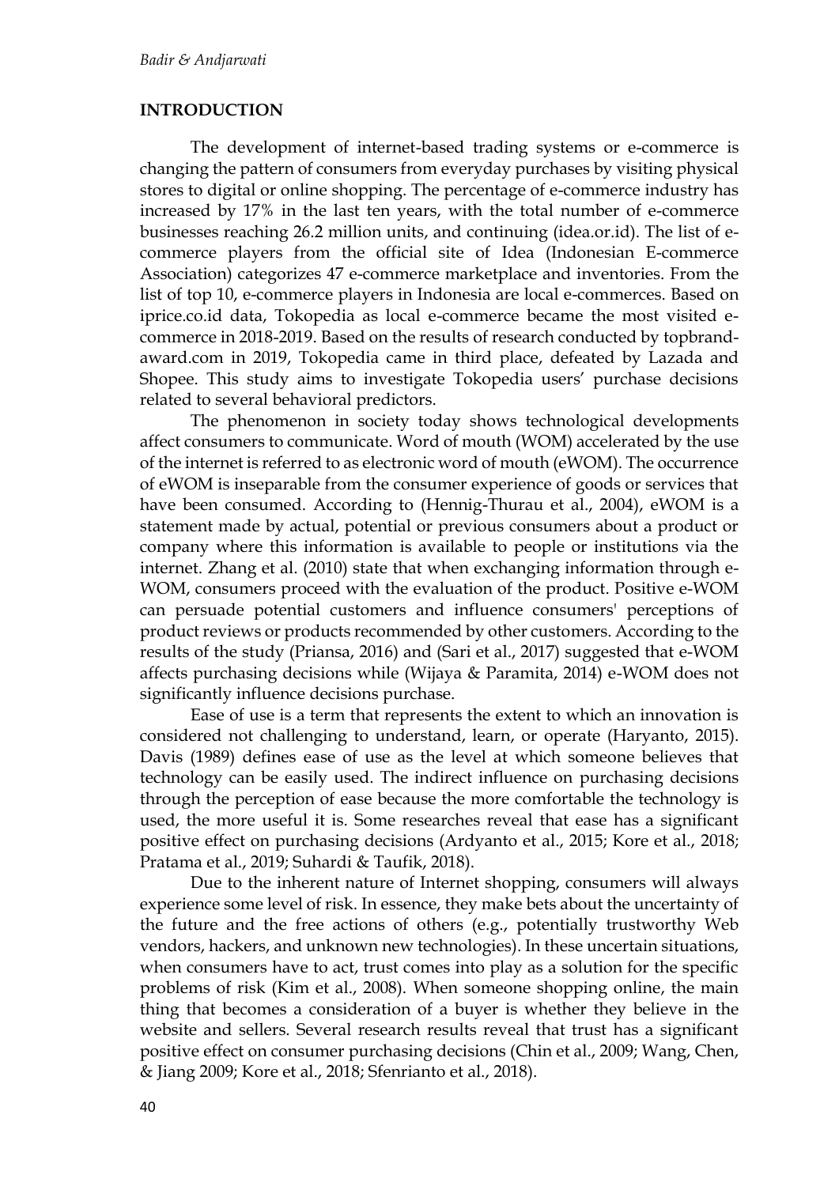## INTRODUCTION

The development of internet-based trading systems or e-commerce is changing the pattern of consumers from everyday purchases by visiting physical stores to digital or online shopping. The percentage of e-commerce industry has increased by 17% in the last ten years, with the total number of e-commerce businesses reaching 26.2 million units, and continuing (idea.or.id). The list of e-commerce players from the official site of Idea (Indonesian E-commerce Association) categorizes 47 e-commerce marketplace and inventories. From the list of top 10, e-commerce players in Indonesia are local e-commerces. Based on iprice.co.id data, Tokopedia as local e-commerce became the most visited e-commerce in 2018-2019. Based on the results of research conducted by topbrand-award.com in 2019, Tokopedia came in third place, defeated by Lazada and Shopee. This study aims to investigate Tokopedia users' purchase decisions related to several behavioral predictors.

The phenomenon in society today shows technological developments affect consumers to communicate. Word of mouth (WOM) accelerated by the use of the internet is referred to as electronic word of mouth (eWOM). The occurrence of eWOM is inseparable from the consumer experience of goods or services that have been consumed. According to (Hennig-Thurau et al., 2004), eWOM is a statement made by actual, potential or previous consumers about a product or company where this information is available to people or institutions via the internet. Zhang et al. (2010) state that when exchanging information through e-WOM, consumers proceed with the evaluation of the product. Positive e-WOM can persuade potential customers and influence consumers' perceptions of product reviews or products recommended by other customers. According to the results of the study (Priansa, 2016) and (Sari et al., 2017) suggested that e-WOM affects purchasing decisions while (Wijaya & Paramita, 2014) e-WOM does not significantly influence decisions purchase.

Ease of use is a term that represents the extent to which an innovation is considered not challenging to understand, learn, or operate (Haryanto, 2015). Davis (1989) defines ease of use as the level at which someone believes that technology can be easily used. The indirect influence on purchasing decisions through the perception of ease because the more comfortable the technology is used, the more useful it is. Some researches reveal that ease has a significant positive effect on purchasing decisions (Ardyanto et al., 2015; Kore et al., 2018; Pratama et al., 2019; Suhardi & Taufik, 2018).

Due to the inherent nature of Internet shopping, consumers will always experience some level of risk. In essence, they make bets about the uncertainty of the future and the free actions of others (e.g., potentially trustworthy Web vendors, hackers, and unknown new technologies). In these uncertain situations, when consumers have to act, trust comes into play as a solution for the specific problems of risk (Kim et al., 2008). When someone shopping online, the main thing that becomes a consideration of a buyer is whether they believe in the website and sellers. Several research results reveal that trust has a significant positive effect on consumer purchasing decisions (Chin et al., 2009; Wang, Chen, & Jiang 2009; Kore et al., 2018; Sfenrianto et al., 2018).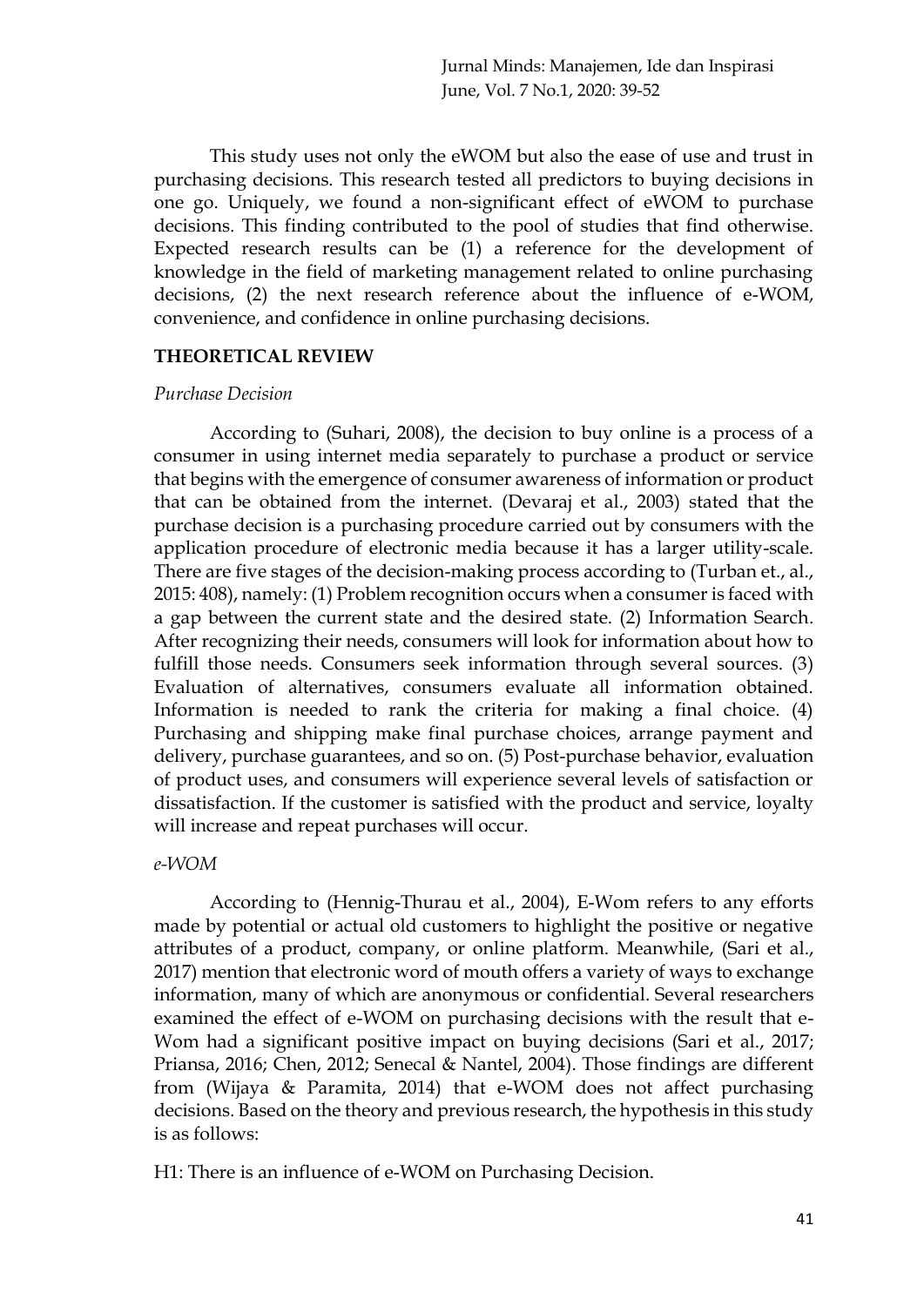This study uses not only the eWOM but also the ease of use and trust in purchasing decisions. This research tested all predictors to buying decisions in one go. Uniquely, we found a non-significant effect of eWOM to purchase decisions. This finding contributed to the pool of studies that find otherwise. Expected research results can be (1) a reference for the development of knowledge in the field of marketing management related to online purchasing decisions, (2) the next research reference about the influence of e-WOM, convenience, and confidence in online purchasing decisions.

## THEORETICAL REVIEW

### *Purchase Decision*

According to (Suhari, 2008), the decision to buy online is a process of a consumer in using internet media separately to purchase a product or service that begins with the emergence of consumer awareness of information or product that can be obtained from the internet. (Devaraj et al., 2003) stated that the purchase decision is a purchasing procedure carried out by consumers with the application procedure of electronic media because it has a larger utility-scale. There are five stages of the decision-making process according to (Turban et., al., 2015: 408), namely: (1) Problem recognition occurs when a consumer is faced with a gap between the current state and the desired state. (2) Information Search. After recognizing their needs, consumers will look for information about how to fulfill those needs. Consumers seek information through several sources. (3) Evaluation of alternatives, consumers evaluate all information obtained. Information is needed to rank the criteria for making a final choice. (4) Purchasing and shipping make final purchase choices, arrange payment and delivery, purchase guarantees, and so on. (5) Post-purchase behavior, evaluation of product uses, and consumers will experience several levels of satisfaction or dissatisfaction. If the customer is satisfied with the product and service, loyalty will increase and repeat purchases will occur.

### *e-WOM*

According to (Hennig-Thurau et al., 2004), E-Wom refers to any efforts made by potential or actual old customers to highlight the positive or negative attributes of a product, company, or online platform. Meanwhile, (Sari et al., 2017) mention that electronic word of mouth offers a variety of ways to exchange information, many of which are anonymous or confidential. Several researchers examined the effect of e-WOM on purchasing decisions with the result that e-Wom had a significant positive impact on buying decisions (Sari et al., 2017; Priansa, 2016; Chen, 2012; Senecal & Nantel, 2004). Those findings are different from (Wijaya & Paramita, 2014) that e-WOM does not affect purchasing decisions. Based on the theory and previous research, the hypothesis in this study is as follows:

H1: There is an influence of e-WOM on Purchasing Decision.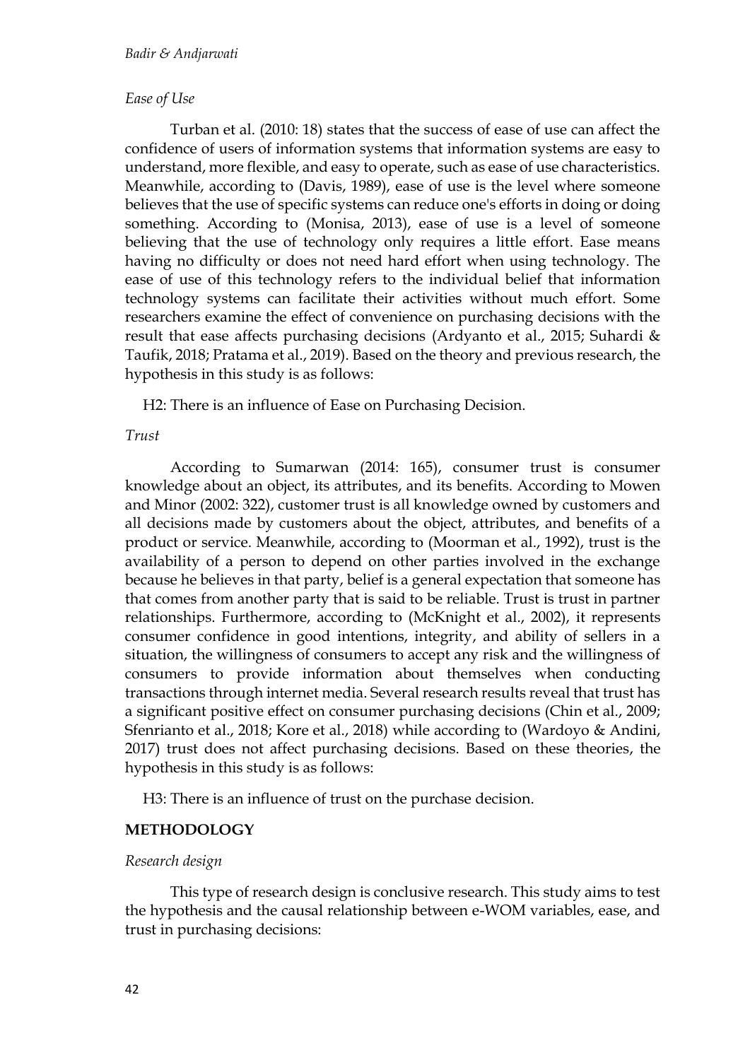*Ease of Use*

Turban et al. (2010: 18) states that the success of ease of use can affect the confidence of users of information systems that information systems are easy to understand, more flexible, and easy to operate, such as ease of use characteristics. Meanwhile, according to (Davis, 1989), ease of use is the level where someone believes that the use of specific systems can reduce one's efforts in doing or doing something. According to (Monisa, 2013), ease of use is a level of someone believing that the use of technology only requires a little effort. Ease means having no difficulty or does not need hard effort when using technology. The ease of use of this technology refers to the individual belief that information technology systems can facilitate their activities without much effort. Some researchers examine the effect of convenience on purchasing decisions with the result that ease affects purchasing decisions (Ardyanto et al., 2015; Suhardi & Taufik, 2018; Pratama et al., 2019). Based on the theory and previous research, the hypothesis in this study is as follows:

H2: There is an influence of Ease on Purchasing Decision.

*Trust*

According to Sumarwan (2014: 165), consumer trust is consumer knowledge about an object, its attributes, and its benefits. According to Mowen and Minor (2002: 322), customer trust is all knowledge owned by customers and all decisions made by customers about the object, attributes, and benefits of a product or service. Meanwhile, according to (Moorman et al., 1992), trust is the availability of a person to depend on other parties involved in the exchange because he believes in that party, belief is a general expectation that someone has that comes from another party that is said to be reliable. Trust is trust in partner relationships. Furthermore, according to (McKnight et al., 2002), it represents consumer confidence in good intentions, integrity, and ability of sellers in a situation, the willingness of consumers to accept any risk and the willingness of consumers to provide information about themselves when conducting transactions through internet media. Several research results reveal that trust has a significant positive effect on consumer purchasing decisions (Chin et al., 2009; Sfenrianto et al., 2018; Kore et al., 2018) while according to (Wardoyo & Andini, 2017) trust does not affect purchasing decisions. Based on these theories, the hypothesis in this study is as follows:

H3: There is an influence of trust on the purchase decision.

## METHODOLOGY

*Research design*

This type of research design is conclusive research. This study aims to test the hypothesis and the causal relationship between e-WOM variables, ease, and trust in purchasing decisions: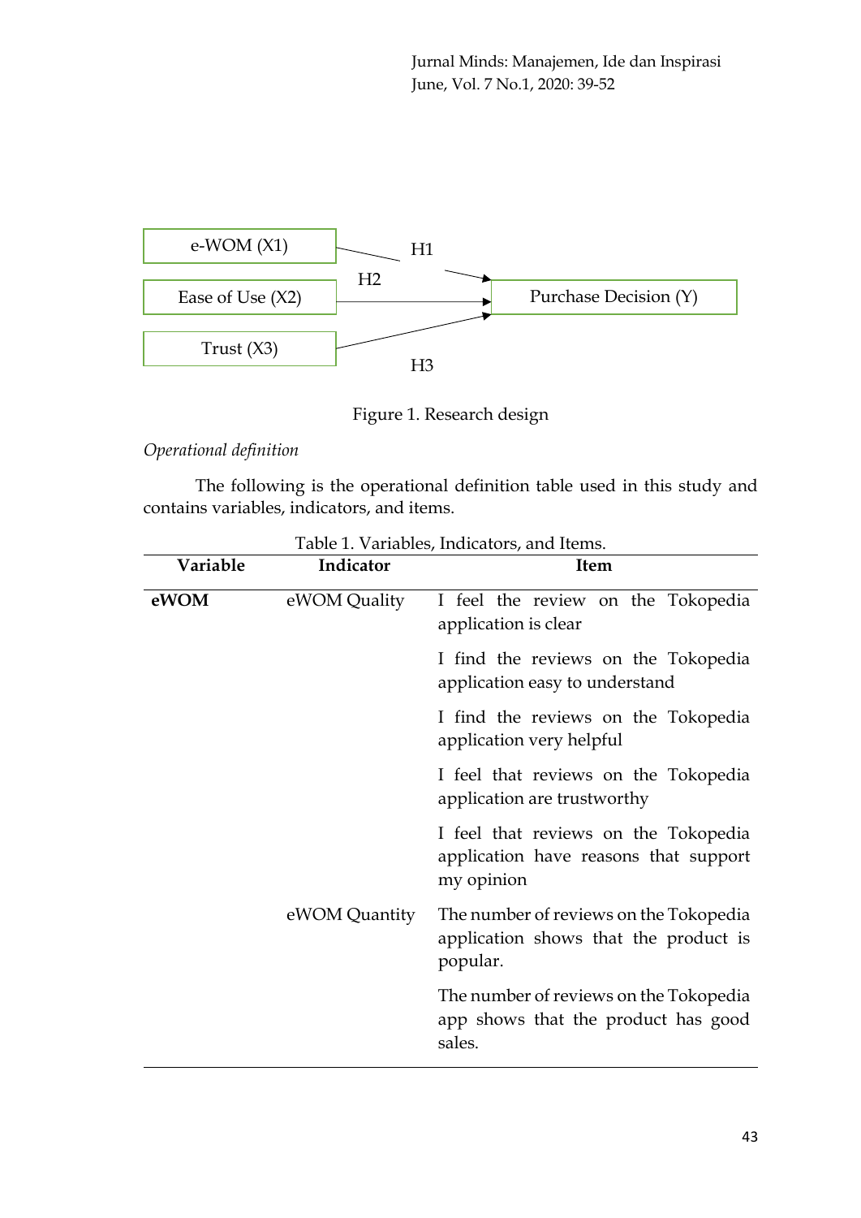Figure 1. Research design

*Operational definition*

The following is the operational definition table used in this study and contains variables, indicators, and items.

Table 1. Variables, Indicators, and Items.

| Variable | Indicator | Item |
|---|---|---|
| **eWOM** | eWOM Quality | I feel the review on the Tokopedia application is clear |
| | | I find the reviews on the Tokopedia application easy to understand |
| | | I find the reviews on the Tokopedia application very helpful |
| | | I feel that reviews on the Tokopedia application are trustworthy |
| | | I feel that reviews on the Tokopedia application have reasons that support my opinion |
| | eWOM Quantity | The number of reviews on the Tokopedia application shows that the product is popular. |
| | | The number of reviews on the Tokopedia app shows that the product has good sales. |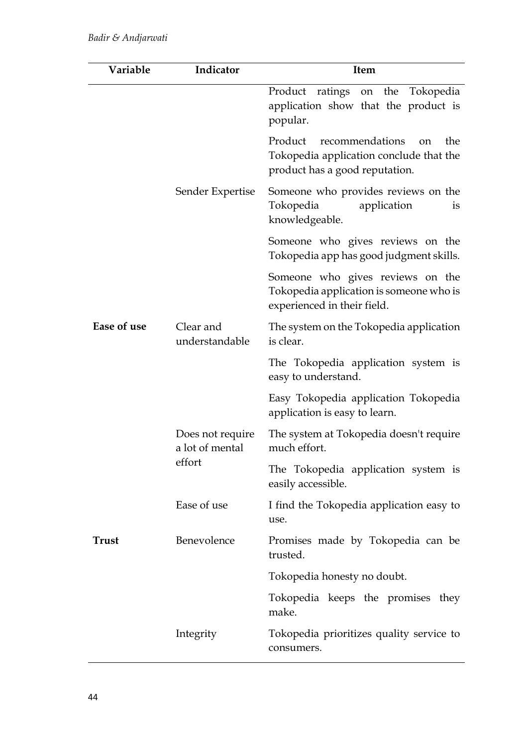| Variable | Indicator | Item |
|---|---|---|
| | | Product ratings on the Tokopedia application show that the product is popular. |
| | | Product recommendations on the Tokopedia application conclude that the product has a good reputation. |
| | Sender Expertise | Someone who provides reviews on the Tokopedia application is knowledgeable. |
| | | Someone who gives reviews on the Tokopedia app has good judgment skills. |
| | | Someone who gives reviews on the Tokopedia application is someone who is experienced in their field. |
| **Ease of use** | Clear and understandable | The system on the Tokopedia application is clear. |
| | | The Tokopedia application system is easy to understand. |
| | | Easy Tokopedia application Tokopedia application is easy to learn. |
| | Does not require a lot of mental effort | The system at Tokopedia doesn't require much effort. |
| | | The Tokopedia application system is easily accessible. |
| | Ease of use | I find the Tokopedia application easy to use. |
| **Trust** | Benevolence | Promises made by Tokopedia can be trusted. |
| | | Tokopedia honesty no doubt. |
| | | Tokopedia keeps the promises they make. |
| | Integrity | Tokopedia prioritizes quality service to consumers. |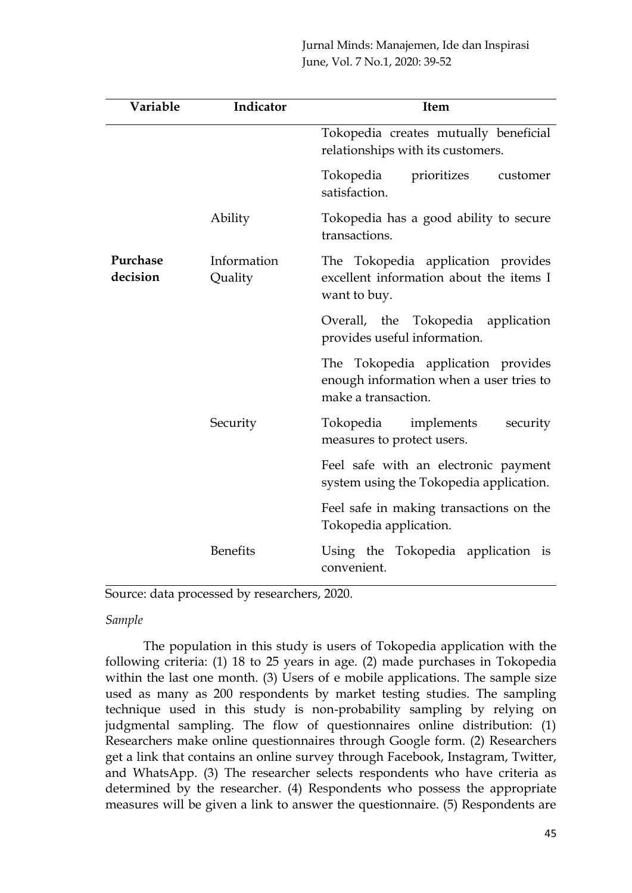| Variable | Indicator | Item |
|---|---|---|
| | | Tokopedia creates mutually beneficial relationships with its customers. |
| | | Tokopedia prioritizes customer satisfaction. |
| | Ability | Tokopedia has a good ability to secure transactions. |
| **Purchase decision** | Information Quality | The Tokopedia application provides excellent information about the items I want to buy. |
| | | Overall, the Tokopedia application provides useful information. |
| | | The Tokopedia application provides enough information when a user tries to make a transaction. |
| | Security | Tokopedia implements security measures to protect users. |
| | | Feel safe with an electronic payment system using the Tokopedia application. |
| | | Feel safe in making transactions on the Tokopedia application. |
| | Benefits | Using the Tokopedia application is convenient. |

Source: data processed by researchers, 2020.

*Sample*

The population in this study is users of Tokopedia application with the following criteria: (1) 18 to 25 years in age. (2) made purchases in Tokopedia within the last one month. (3) Users of e mobile applications. The sample size used as many as 200 respondents by market testing studies. The sampling technique used in this study is non-probability sampling by relying on judgmental sampling. The flow of questionnaires online distribution: (1) Researchers make online questionnaires through Google form. (2) Researchers get a link that contains an online survey through Facebook, Instagram, Twitter, and WhatsApp. (3) The researcher selects respondents who have criteria as determined by the researcher. (4) Respondents who possess the appropriate measures will be given a link to answer the questionnaire. (5) Respondents are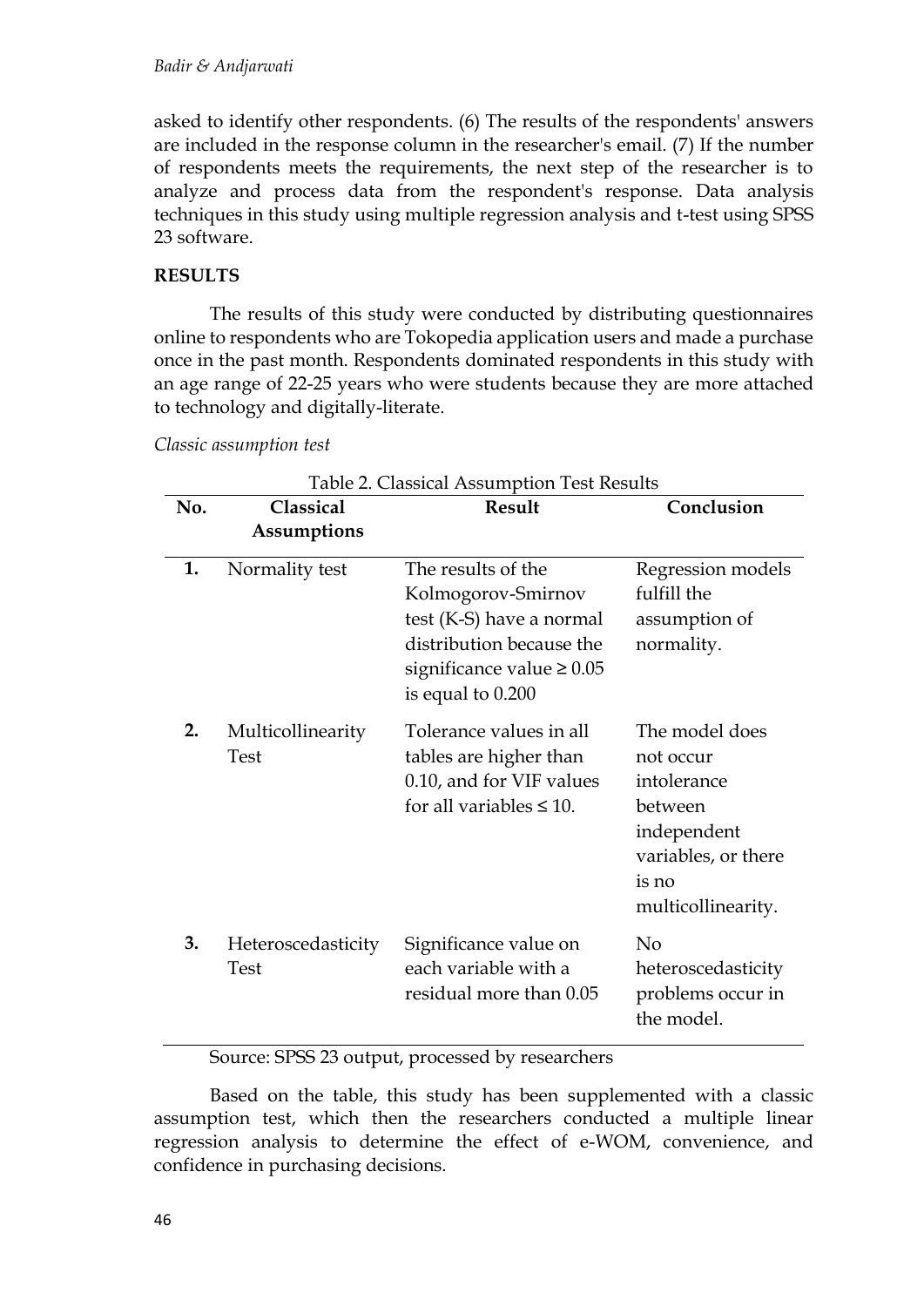asked to identify other respondents. (6) The results of the respondents' answers are included in the response column in the researcher's email. (7) If the number of respondents meets the requirements, the next step of the researcher is to analyze and process data from the respondent's response. Data analysis techniques in this study using multiple regression analysis and t-test using SPSS 23 software.

## RESULTS

The results of this study were conducted by distributing questionnaires online to respondents who are Tokopedia application users and made a purchase once in the past month. Respondents dominated respondents in this study with an age range of 22-25 years who were students because they are more attached to technology and digitally-literate.

*Classic assumption test*

Table 2. Classical Assumption Test Results

| No. | Classical Assumptions | Result | Conclusion |
|---|---|---|---|
| 1. | Normality test | The results of the Kolmogorov-Smirnov test (K-S) have a normal distribution because the significance value $\geq 0.05$ is equal to 0.200 | Regression models fulfill the assumption of normality. |
| 2. | Multicollinearity Test | Tolerance values in all tables are higher than 0.10, and for VIF values for all variables $\leq 10$. | The model does not occur intolerance between independent variables, or there is no multicollinearity. |
| 3. | Heteroscedasticity Test | Significance value on each variable with a residual more than 0.05 | No heteroscedasticity problems occur in the model. |

Source: SPSS 23 output, processed by researchers

Based on the table, this study has been supplemented with a classic assumption test, which then the researchers conducted a multiple linear regression analysis to determine the effect of e-WOM, convenience, and confidence in purchasing decisions.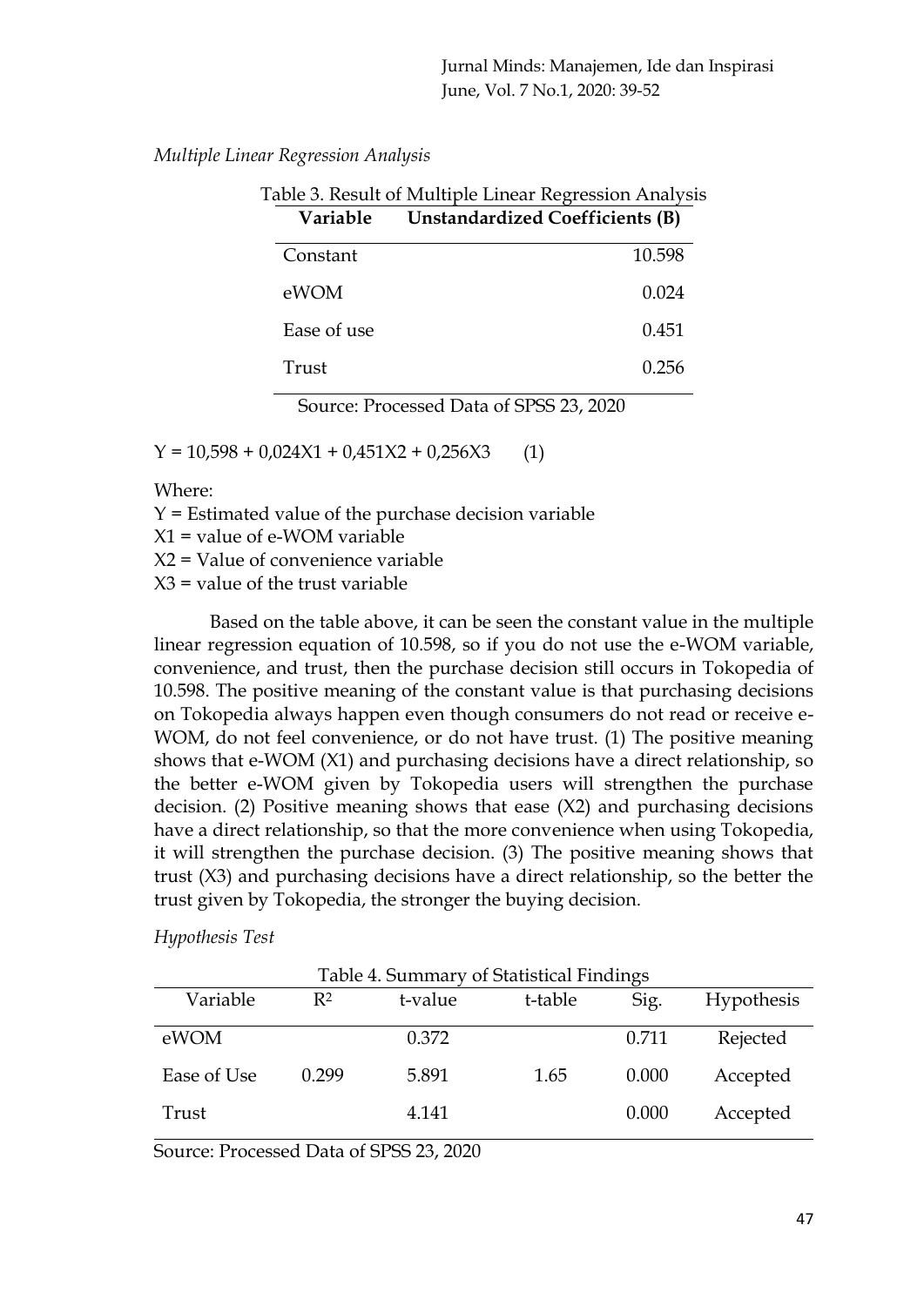*Multiple Linear Regression Analysis*

Table 3. Result of Multiple Linear Regression Analysis

| Variable | Unstandardized Coefficients (B) |
|---|---|
| Constant | 10.598 |
| eWOM | 0.024 |
| Ease of use | 0.451 |
| Trust | 0.256 |

Source: Processed Data of SPSS 23, 2020

$$Y = 10{,}598 + 0{,}024X1 + 0{,}451X2 + 0{,}256X3 \quad (1)$$

Where:
Y = Estimated value of the purchase decision variable
X1 = value of e-WOM variable
X2 = Value of convenience variable
X3 = value of the trust variable

Based on the table above, it can be seen the constant value in the multiple linear regression equation of 10.598, so if you do not use the e-WOM variable, convenience, and trust, then the purchase decision still occurs in Tokopedia of 10.598. The positive meaning of the constant value is that purchasing decisions on Tokopedia always happen even though consumers do not read or receive e-WOM, do not feel convenience, or do not have trust. (1) The positive meaning shows that e-WOM (X1) and purchasing decisions have a direct relationship, so the better e-WOM given by Tokopedia users will strengthen the purchase decision. (2) Positive meaning shows that ease (X2) and purchasing decisions have a direct relationship, so that the more convenience when using Tokopedia, it will strengthen the purchase decision. (3) The positive meaning shows that trust (X3) and purchasing decisions have a direct relationship, so the better the trust given by Tokopedia, the stronger the buying decision.

*Hypothesis Test*

Table 4. Summary of Statistical Findings

| Variable | $R^2$ | t-value | t-table | Sig. | Hypothesis |
|---|---|---|---|---|---|
| eWOM | | 0.372 | | 0.711 | Rejected |
| Ease of Use | 0.299 | 5.891 | 1.65 | 0.000 | Accepted |
| Trust | | 4.141 | | 0.000 | Accepted |

Source: Processed Data of SPSS 23, 2020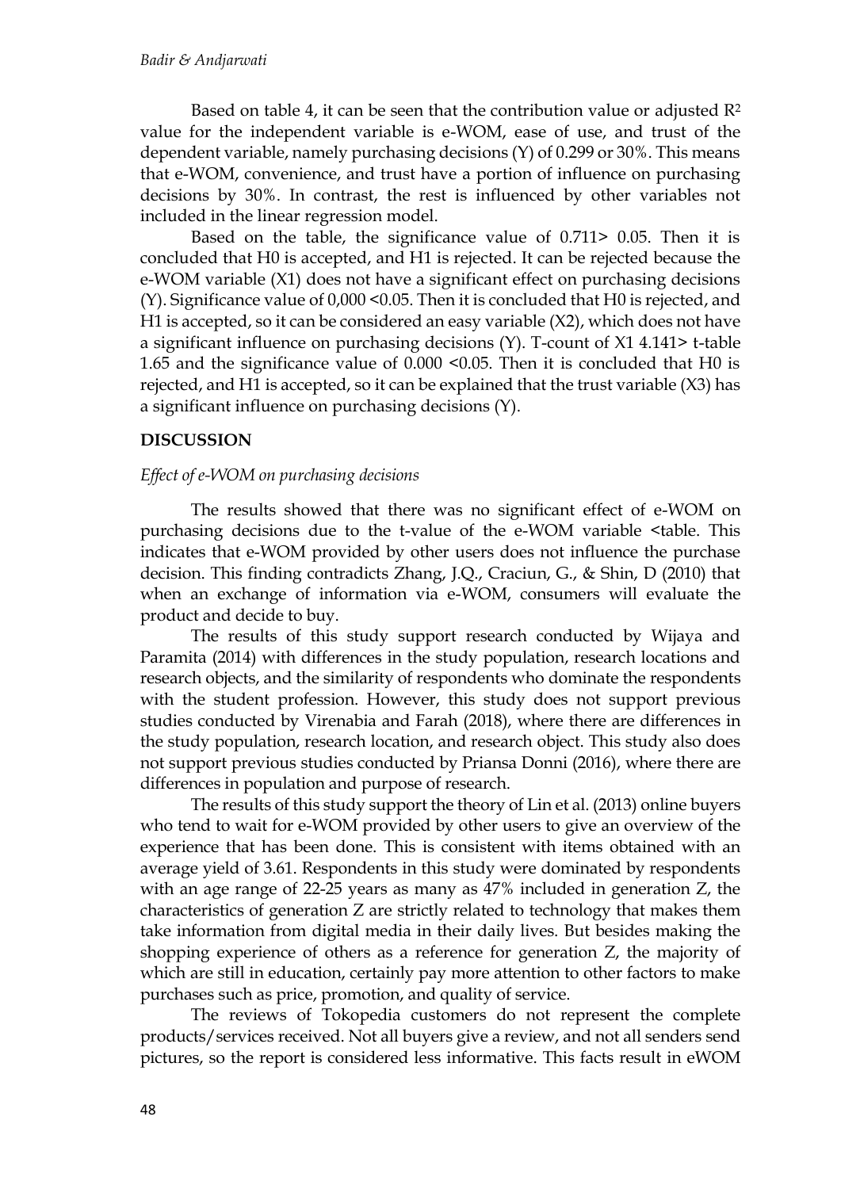Based on table 4, it can be seen that the contribution value or adjusted $R^2$ value for the independent variable is e-WOM, ease of use, and trust of the dependent variable, namely purchasing decisions (Y) of 0.299 or 30%. This means that e-WOM, convenience, and trust have a portion of influence on purchasing decisions by 30%. In contrast, the rest is influenced by other variables not included in the linear regression model.

Based on the table, the significance value of 0.711> 0.05. Then it is concluded that H0 is accepted, and H1 is rejected. It can be rejected because the e-WOM variable (X1) does not have a significant effect on purchasing decisions (Y). Significance value of 0,000 <0.05. Then it is concluded that H0 is rejected, and H1 is accepted, so it can be considered an easy variable (X2), which does not have a significant influence on purchasing decisions (Y). T-count of X1 4.141> t-table 1.65 and the significance value of 0.000 <0.05. Then it is concluded that H0 is rejected, and H1 is accepted, so it can be explained that the trust variable (X3) has a significant influence on purchasing decisions (Y).

## DISCUSSION

### *Effect of e-WOM on purchasing decisions*

The results showed that there was no significant effect of e-WOM on purchasing decisions due to the t-value of the e-WOM variable <table. This indicates that e-WOM provided by other users does not influence the purchase decision. This finding contradicts Zhang, J.Q., Craciun, G., & Shin, D (2010) that when an exchange of information via e-WOM, consumers will evaluate the product and decide to buy.

The results of this study support research conducted by Wijaya and Paramita (2014) with differences in the study population, research locations and research objects, and the similarity of respondents who dominate the respondents with the student profession. However, this study does not support previous studies conducted by Virenabia and Farah (2018), where there are differences in the study population, research location, and research object. This study also does not support previous studies conducted by Priansa Donni (2016), where there are differences in population and purpose of research.

The results of this study support the theory of Lin et al. (2013) online buyers who tend to wait for e-WOM provided by other users to give an overview of the experience that has been done. This is consistent with items obtained with an average yield of 3.61. Respondents in this study were dominated by respondents with an age range of 22-25 years as many as 47% included in generation Z, the characteristics of generation Z are strictly related to technology that makes them take information from digital media in their daily lives. But besides making the shopping experience of others as a reference for generation Z, the majority of which are still in education, certainly pay more attention to other factors to make purchases such as price, promotion, and quality of service.

The reviews of Tokopedia customers do not represent the complete products/services received. Not all buyers give a review, and not all senders send pictures, so the report is considered less informative. This facts result in eWOM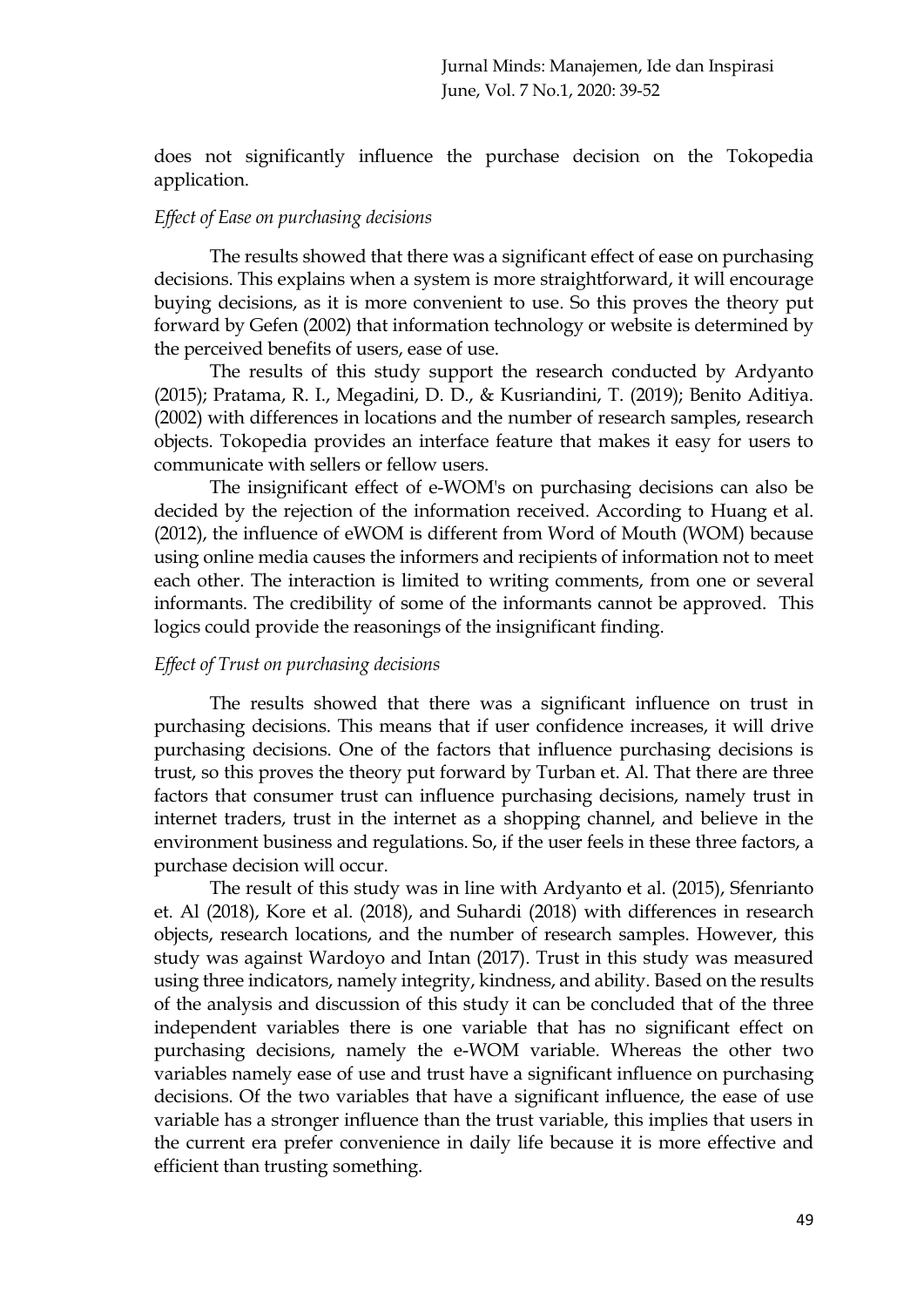does not significantly influence the purchase decision on the Tokopedia application.

### *Effect of Ease on purchasing decisions*

The results showed that there was a significant effect of ease on purchasing decisions. This explains when a system is more straightforward, it will encourage buying decisions, as it is more convenient to use. So this proves the theory put forward by Gefen (2002) that information technology or website is determined by the perceived benefits of users, ease of use.

The results of this study support the research conducted by Ardyanto (2015); Pratama, R. I., Megadini, D. D., & Kusriandini, T. (2019); Benito Aditiya. (2002) with differences in locations and the number of research samples, research objects. Tokopedia provides an interface feature that makes it easy for users to communicate with sellers or fellow users.

The insignificant effect of e-WOM's on purchasing decisions can also be decided by the rejection of the information received. According to Huang et al. (2012), the influence of eWOM is different from Word of Mouth (WOM) because using online media causes the informers and recipients of information not to meet each other. The interaction is limited to writing comments, from one or several informants. The credibility of some of the informants cannot be approved. This logics could provide the reasonings of the insignificant finding.

### *Effect of Trust on purchasing decisions*

The results showed that there was a significant influence on trust in purchasing decisions. This means that if user confidence increases, it will drive purchasing decisions. One of the factors that influence purchasing decisions is trust, so this proves the theory put forward by Turban et. Al. That there are three factors that consumer trust can influence purchasing decisions, namely trust in internet traders, trust in the internet as a shopping channel, and believe in the environment business and regulations. So, if the user feels in these three factors, a purchase decision will occur.

The result of this study was in line with Ardyanto et al. (2015), Sfenrianto et. Al (2018), Kore et al. (2018), and Suhardi (2018) with differences in research objects, research locations, and the number of research samples. However, this study was against Wardoyo and Intan (2017). Trust in this study was measured using three indicators, namely integrity, kindness, and ability. Based on the results of the analysis and discussion of this study it can be concluded that of the three independent variables there is one variable that has no significant effect on purchasing decisions, namely the e-WOM variable. Whereas the other two variables namely ease of use and trust have a significant influence on purchasing decisions. Of the two variables that have a significant influence, the ease of use variable has a stronger influence than the trust variable, this implies that users in the current era prefer convenience in daily life because it is more effective and efficient than trusting something.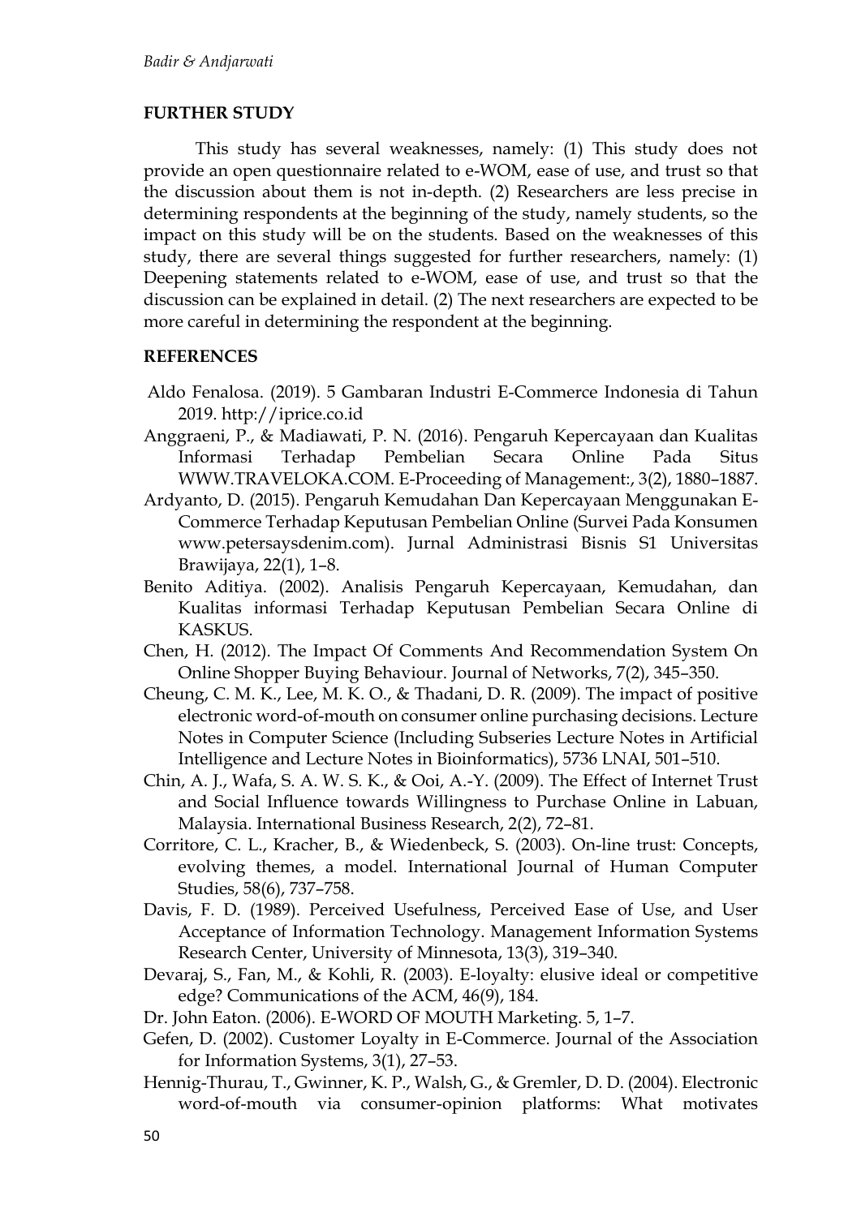## FURTHER STUDY

This study has several weaknesses, namely: (1) This study does not provide an open questionnaire related to e-WOM, ease of use, and trust so that the discussion about them is not in-depth. (2) Researchers are less precise in determining respondents at the beginning of the study, namely students, so the impact on this study will be on the students. Based on the weaknesses of this study, there are several things suggested for further researchers, namely: (1) Deepening statements related to e-WOM, ease of use, and trust so that the discussion can be explained in detail. (2) The next researchers are expected to be more careful in determining the respondent at the beginning.

## REFERENCES

Aldo Fenalosa. (2019). 5 Gambaran Industri E-Commerce Indonesia di Tahun 2019. http://iprice.co.id

Anggraeni, P., & Madiawati, P. N. (2016). Pengaruh Kepercayaan dan Kualitas Informasi Terhadap Pembelian Secara Online Pada Situs WWW.TRAVELOKA.COM. E-Proceeding of Management:, 3(2), 1880–1887.

Ardyanto, D. (2015). Pengaruh Kemudahan Dan Kepercayaan Menggunakan E-Commerce Terhadap Keputusan Pembelian Online (Survei Pada Konsumen www.petersaysdenim.com). Jurnal Administrasi Bisnis S1 Universitas Brawijaya, 22(1), 1–8.

Benito Aditiya. (2002). Analisis Pengaruh Kepercayaan, Kemudahan, dan Kualitas informasi Terhadap Keputusan Pembelian Secara Online di KASKUS.

Chen, H. (2012). The Impact Of Comments And Recommendation System On Online Shopper Buying Behaviour. Journal of Networks, 7(2), 345–350.

Cheung, C. M. K., Lee, M. K. O., & Thadani, D. R. (2009). The impact of positive electronic word-of-mouth on consumer online purchasing decisions. Lecture Notes in Computer Science (Including Subseries Lecture Notes in Artificial Intelligence and Lecture Notes in Bioinformatics), 5736 LNAI, 501–510.

Chin, A. J., Wafa, S. A. W. S. K., & Ooi, A.-Y. (2009). The Effect of Internet Trust and Social Influence towards Willingness to Purchase Online in Labuan, Malaysia. International Business Research, 2(2), 72–81.

Corritore, C. L., Kracher, B., & Wiedenbeck, S. (2003). On-line trust: Concepts, evolving themes, a model. International Journal of Human Computer Studies, 58(6), 737–758.

Davis, F. D. (1989). Perceived Usefulness, Perceived Ease of Use, and User Acceptance of Information Technology. Management Information Systems Research Center, University of Minnesota, 13(3), 319–340.

Devaraj, S., Fan, M., & Kohli, R. (2003). E-loyalty: elusive ideal or competitive edge? Communications of the ACM, 46(9), 184.

Dr. John Eaton. (2006). E-WORD OF MOUTH Marketing. 5, 1–7.

Gefen, D. (2002). Customer Loyalty in E-Commerce. Journal of the Association for Information Systems, 3(1), 27–53.

Hennig-Thurau, T., Gwinner, K. P., Walsh, G., & Gremler, D. D. (2004). Electronic word-of-mouth via consumer-opinion platforms: What motivates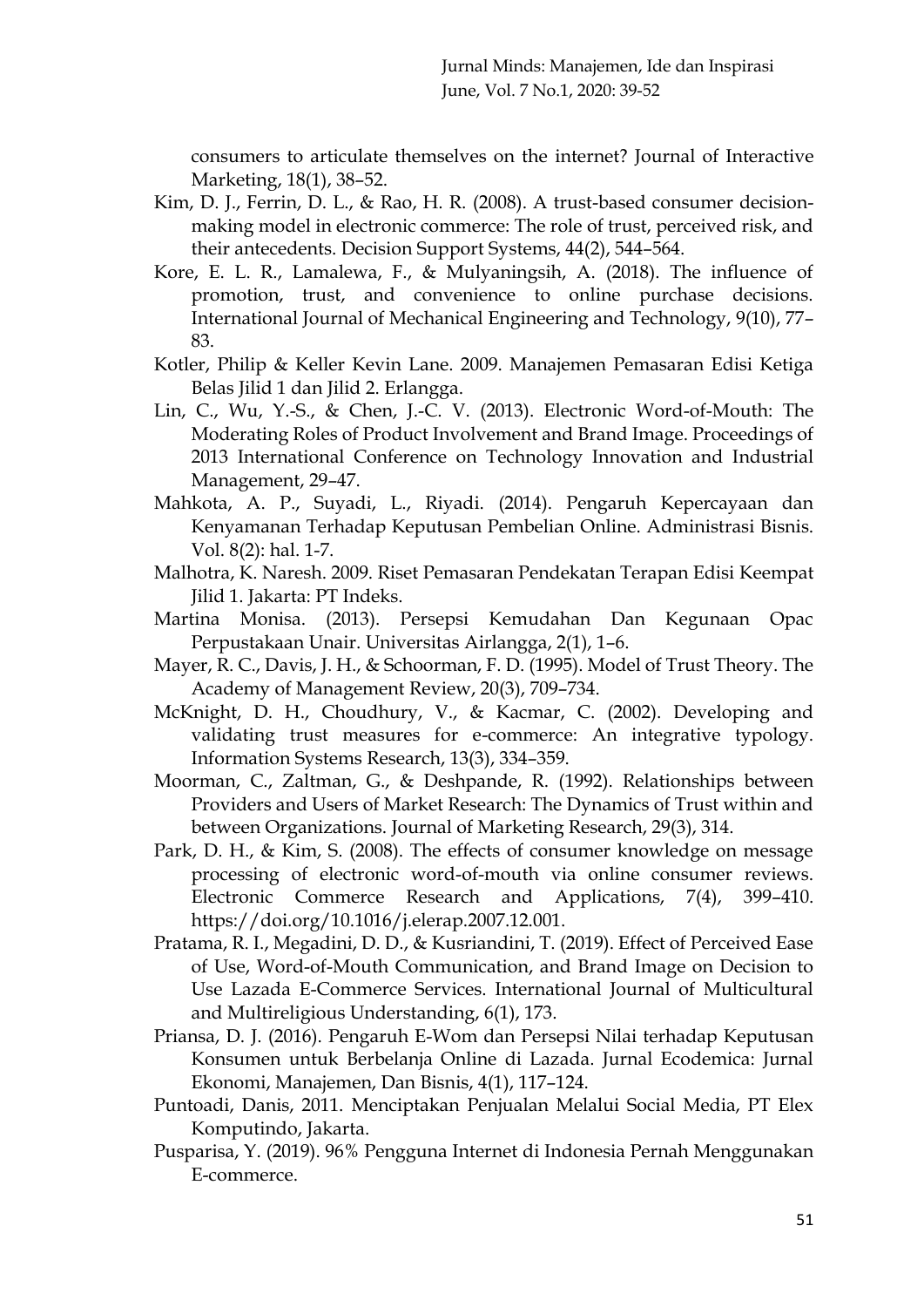consumers to articulate themselves on the internet? Journal of Interactive Marketing, 18(1), 38–52.

Kim, D. J., Ferrin, D. L., & Rao, H. R. (2008). A trust-based consumer decision-making model in electronic commerce: The role of trust, perceived risk, and their antecedents. Decision Support Systems, 44(2), 544–564.

Kore, E. L. R., Lamalewa, F., & Mulyaningsih, A. (2018). The influence of promotion, trust, and convenience to online purchase decisions. International Journal of Mechanical Engineering and Technology, 9(10), 77–83.

Kotler, Philip & Keller Kevin Lane. 2009. Manajemen Pemasaran Edisi Ketiga Belas Jilid 1 dan Jilid 2. Erlangga.

Lin, C., Wu, Y.-S., & Chen, J.-C. V. (2013). Electronic Word-of-Mouth: The Moderating Roles of Product Involvement and Brand Image. Proceedings of 2013 International Conference on Technology Innovation and Industrial Management, 29–47.

Mahkota, A. P., Suyadi, L., Riyadi. (2014). Pengaruh Kepercayaan dan Kenyamanan Terhadap Keputusan Pembelian Online. Administrasi Bisnis. Vol. 8(2): hal. 1-7.

Malhotra, K. Naresh. 2009. Riset Pemasaran Pendekatan Terapan Edisi Keempat Jilid 1. Jakarta: PT Indeks.

Martina Monisa. (2013). Persepsi Kemudahan Dan Kegunaan Opac Perpustakaan Unair. Universitas Airlangga, 2(1), 1–6.

Mayer, R. C., Davis, J. H., & Schoorman, F. D. (1995). Model of Trust Theory. The Academy of Management Review, 20(3), 709–734.

McKnight, D. H., Choudhury, V., & Kacmar, C. (2002). Developing and validating trust measures for e-commerce: An integrative typology. Information Systems Research, 13(3), 334–359.

Moorman, C., Zaltman, G., & Deshpande, R. (1992). Relationships between Providers and Users of Market Research: The Dynamics of Trust within and between Organizations. Journal of Marketing Research, 29(3), 314.

Park, D. H., & Kim, S. (2008). The effects of consumer knowledge on message processing of electronic word-of-mouth via online consumer reviews. Electronic Commerce Research and Applications, 7(4), 399–410. https://doi.org/10.1016/j.elerap.2007.12.001.

Pratama, R. I., Megadini, D. D., & Kusriandini, T. (2019). Effect of Perceived Ease of Use, Word-of-Mouth Communication, and Brand Image on Decision to Use Lazada E-Commerce Services. International Journal of Multicultural and Multireligious Understanding, 6(1), 173.

Priansa, D. J. (2016). Pengaruh E-Wom dan Persepsi Nilai terhadap Keputusan Konsumen untuk Berbelanja Online di Lazada. Jurnal Ecodemica: Jurnal Ekonomi, Manajemen, Dan Bisnis, 4(1), 117–124.

Puntoadi, Danis, 2011. Menciptakan Penjualan Melalui Social Media, PT Elex Komputindo, Jakarta.

Pusparisa, Y. (2019). 96% Pengguna Internet di Indonesia Pernah Menggunakan E-commerce.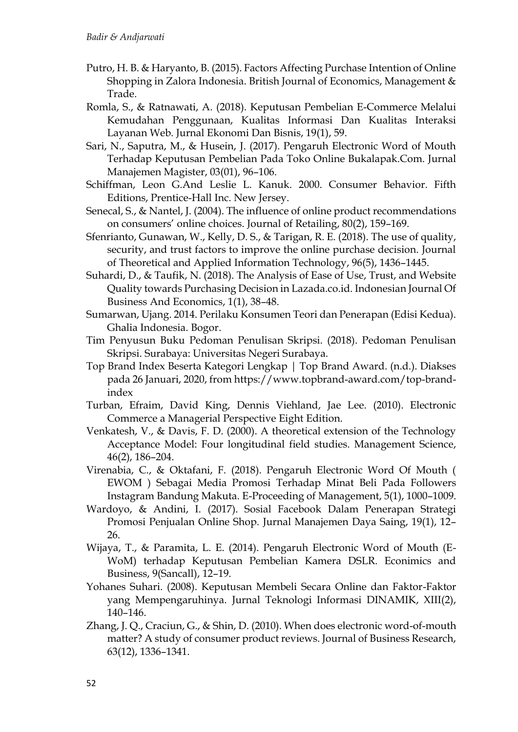Putro, H. B. & Haryanto, B. (2015). Factors Affecting Purchase Intention of Online Shopping in Zalora Indonesia. British Journal of Economics, Management & Trade.

Romla, S., & Ratnawati, A. (2018). Keputusan Pembelian E-Commerce Melalui Kemudahan Penggunaan, Kualitas Informasi Dan Kualitas Interaksi Layanan Web. Jurnal Ekonomi Dan Bisnis, 19(1), 59.

Sari, N., Saputra, M., & Husein, J. (2017). Pengaruh Electronic Word of Mouth Terhadap Keputusan Pembelian Pada Toko Online Bukalapak.Com. Jurnal Manajemen Magister, 03(01), 96–106.

Schiffman, Leon G.And Leslie L. Kanuk. 2000. Consumer Behavior. Fifth Editions, Prentice-Hall Inc. New Jersey.

Senecal, S., & Nantel, J. (2004). The influence of online product recommendations on consumers' online choices. Journal of Retailing, 80(2), 159–169.

Sfenrianto, Gunawan, W., Kelly, D. S., & Tarigan, R. E. (2018). The use of quality, security, and trust factors to improve the online purchase decision. Journal of Theoretical and Applied Information Technology, 96(5), 1436–1445.

Suhardi, D., & Taufik, N. (2018). The Analysis of Ease of Use, Trust, and Website Quality towards Purchasing Decision in Lazada.co.id. Indonesian Journal Of Business And Economics, 1(1), 38–48.

Sumarwan, Ujang. 2014. Perilaku Konsumen Teori dan Penerapan (Edisi Kedua). Ghalia Indonesia. Bogor.

Tim Penyusun Buku Pedoman Penulisan Skripsi. (2018). Pedoman Penulisan Skripsi. Surabaya: Universitas Negeri Surabaya.

Top Brand Index Beserta Kategori Lengkap | Top Brand Award. (n.d.). Diakses pada 26 Januari, 2020, from https://www.topbrand-award.com/top-brand-index

Turban, Efraim, David King, Dennis Viehland, Jae Lee. (2010). Electronic Commerce a Managerial Perspective Eight Edition.

Venkatesh, V., & Davis, F. D. (2000). A theoretical extension of the Technology Acceptance Model: Four longitudinal field studies. Management Science, 46(2), 186–204.

Virenabia, C., & Oktafani, F. (2018). Pengaruh Electronic Word Of Mouth ( EWOM ) Sebagai Media Promosi Terhadap Minat Beli Pada Followers Instagram Bandung Makuta. E-Proceeding of Management, 5(1), 1000–1009.

Wardoyo, & Andini, I. (2017). Sosial Facebook Dalam Penerapan Strategi Promosi Penjualan Online Shop. Jurnal Manajemen Daya Saing, 19(1), 12–26.

Wijaya, T., & Paramita, L. E. (2014). Pengaruh Electronic Word of Mouth (E-WoM) terhadap Keputusan Pembelian Kamera DSLR. Econimics and Business, 9(Sancall), 12–19.

Yohanes Suhari. (2008). Keputusan Membeli Secara Online dan Faktor-Faktor yang Mempengaruhinya. Jurnal Teknologi Informasi DINAMIK, XIII(2), 140–146.

Zhang, J. Q., Craciun, G., & Shin, D. (2010). When does electronic word-of-mouth matter? A study of consumer product reviews. Journal of Business Research, 63(12), 1336–1341.